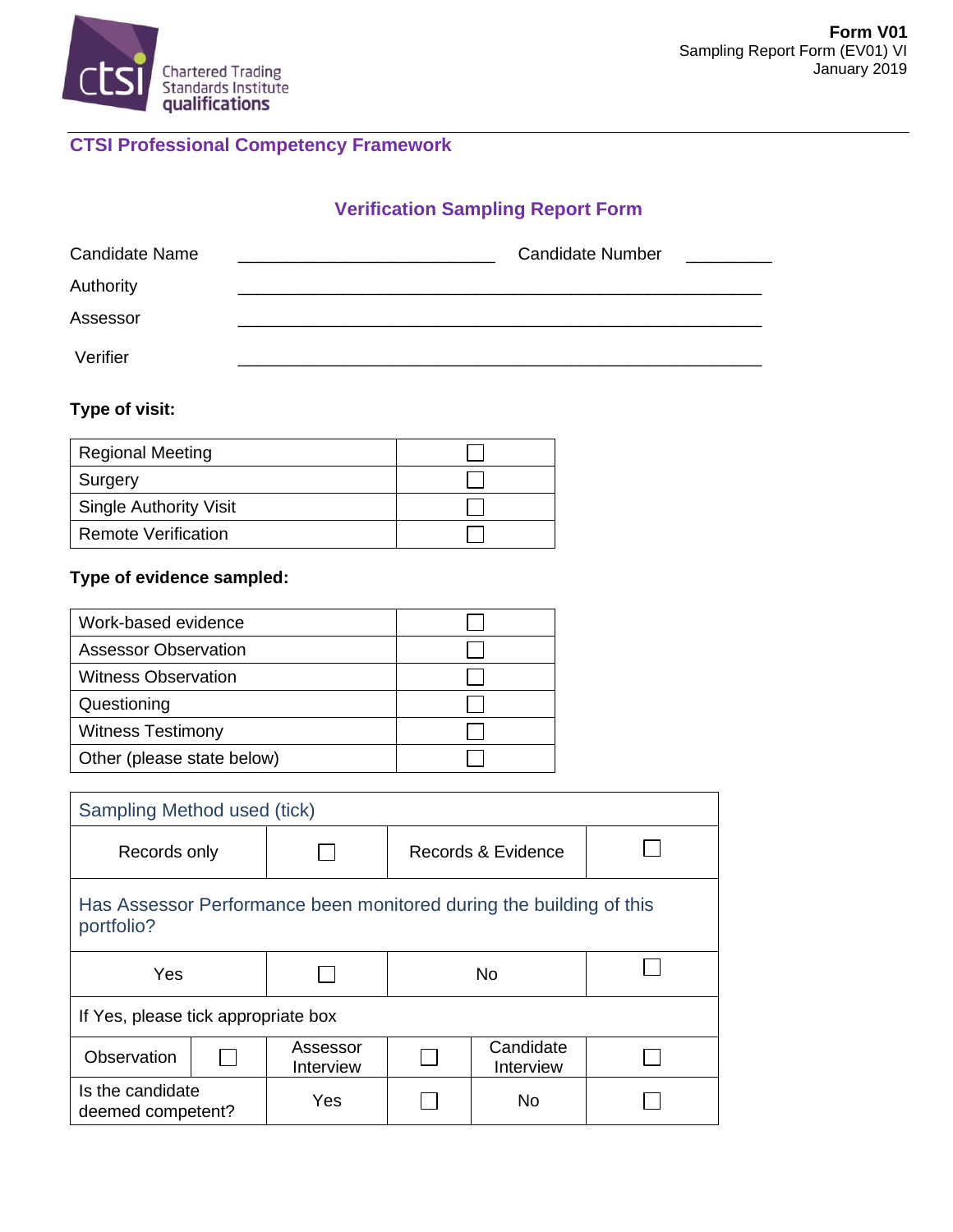**Form V01**
Sampling Report Form (EV01) VI
January 2019

## CTSI Professional Competency Framework

### Verification Sampling Report Form

Candidate Name ___________________________ Candidate Number _________

Authority _______________________________________________________

Assessor _______________________________________________________

Verifier _______________________________________________________

**Type of visit:**

| | |
|---|---|
| Regional Meeting | ☐ |
| Surgery | ☐ |
| Single Authority Visit | ☐ |
| Remote Verification | ☐ |

**Type of evidence sampled:**

| | |
|---|---|
| Work-based evidence | ☐ |
| Assessor Observation | ☐ |
| Witness Observation | ☐ |
| Questioning | ☐ |
| Witness Testimony | ☐ |
| Other (please state below) | ☐ |

| Sampling Method used (tick) | | | | | |
|---|---|---|---|---|---|
| Records only | | ☐ | Records & Evidence | | ☐ |
| Has Assessor Performance been monitored during the building of this portfolio? | | | | | |
| Yes | | ☐ | No | | ☐ |
| If Yes, please tick appropriate box | | | | | |
| Observation | ☐ | Assessor Interview | ☐ | Candidate Interview | ☐ |
| Is the candidate deemed competent? | | Yes | ☐ | No | ☐ |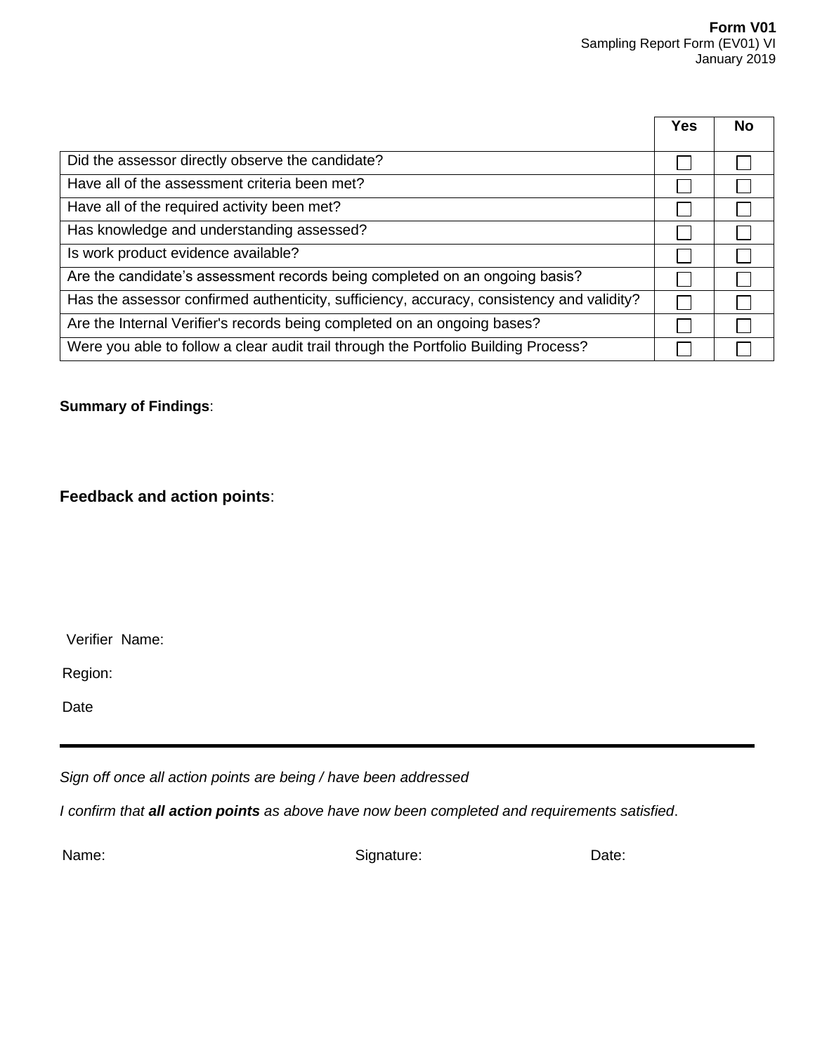**Form V01**
Sampling Report Form (EV01) VI
January 2019

| | Yes | No |
|---|---|---|
| Did the assessor directly observe the candidate? | ☐ | ☐ |
| Have all of the assessment criteria been met? | ☐ | ☐ |
| Have all of the required activity been met? | ☐ | ☐ |
| Has knowledge and understanding assessed? | ☐ | ☐ |
| Is work product evidence available? | ☐ | ☐ |
| Are the candidate's assessment records being completed on an ongoing basis? | ☐ | ☐ |
| Has the assessor confirmed authenticity, sufficiency, accuracy, consistency and validity? | ☐ | ☐ |
| Are the Internal Verifier's records being completed on an ongoing bases? | ☐ | ☐ |
| Were you able to follow a clear audit trail through the Portfolio Building Process? | ☐ | ☐ |

**Summary of Findings**:

**Feedback and action points**:

Verifier Name:

Region:

Date

---

*Sign off once all action points are being / have been addressed*

*I confirm that **all action points** as above have now been completed and requirements satisfied*.

Name: Signature: Date: